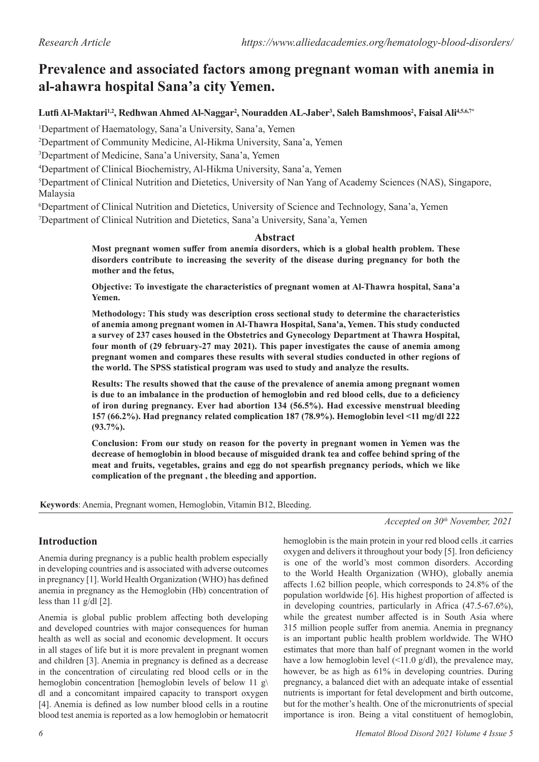*Research Article*

# Prevalence and associated factors among pregnant woman with anemia in al-ahawra hospital Sana'a city Yemen.

**Lutfi Al-Maktari[1,2], Redhwan Ahmed Al-Naggar[2], Nouradden AL-Jaber[3], Saleh Bamshmoos[2], Faisal Ali[4,5,6,7]***

[1]Department of Haematology, Sana'a University, Sana'a, Yemen

[2]Department of Community Medicine, Al-Hikma University, Sana'a, Yemen

[3]Department of Medicine, Sana'a University, Sana'a, Yemen

[4]Department of Clinical Biochemistry, Al-Hikma University, Sana'a, Yemen

[5]Department of Clinical Nutrition and Dietetics, University of Nan Yang of Academy Sciences (NAS), Singapore, Malaysia

[6]Department of Clinical Nutrition and Dietetics, University of Science and Technology, Sana'a, Yemen

[7]Department of Clinical Nutrition and Dietetics, Sana'a University, Sana'a, Yemen

## Abstract

**Most pregnant women suffer from anemia disorders, which is a global health problem. These disorders contribute to increasing the severity of the disease during pregnancy for both the mother and the fetus,**

**Objective: To investigate the characteristics of pregnant women at Al-Thawra hospital, Sana'a Yemen.**

**Methodology: This study was description cross sectional study to determine the characteristics of anemia among pregnant women in Al-Thawra Hospital, Sana'a, Yemen. This study conducted a survey of 237 cases housed in the Obstetrics and Gynecology Department at Thawra Hospital, four month of (29 february-27 may 2021). This paper investigates the cause of anemia among pregnant women and compares these results with several studies conducted in other regions of the world. The SPSS statistical program was used to study and analyze the results.**

**Results: The results showed that the cause of the prevalence of anemia among pregnant women is due to an imbalance in the production of hemoglobin and red blood cells, due to a deficiency of iron during pregnancy. Ever had abortion 134 (56.5%). Had excessive menstrual bleeding 157 (66.2%). Had pregnancy related complication 187 (78.9%). Hemoglobin level <11 mg/dl 222 (93.7%).**

**Conclusion: From our study on reason for the poverty in pregnant women in Yemen was the decrease of hemoglobin in blood because of misguided drank tea and coffee behind spring of the meat and fruits, vegetables, grains and egg do not spearfish pregnancy periods, which we like complication of the pregnant , the bleeding and apportion.**

**Keywords**: Anemia, Pregnant women, Hemoglobin, Vitamin B12, Bleeding.

*Accepted on 30th November, 2021*

## Introduction

Anemia during pregnancy is a public health problem especially in developing countries and is associated with adverse outcomes in pregnancy [1]. World Health Organization (WHO) has defined anemia in pregnancy as the Hemoglobin (Hb) concentration of less than 11 g/dl [2].

Anemia is global public problem affecting both developing and developed countries with major consequences for human health as well as social and economic development. It occurs in all stages of life but it is more prevalent in pregnant women and children [3]. Anemia in pregnancy is defined as a decrease in the concentration of circulating red blood cells or in the hemoglobin concentration [hemoglobin levels of below 11 g\dl and a concomitant impaired capacity to transport oxygen [4]. Anemia is defined as low number blood cells in a routine blood test anemia is reported as a low hemoglobin or hematocrit hemoglobin is the main protein in your red blood cells .it carries oxygen and delivers it throughout your body [5]. Iron deficiency is one of the world's most common disorders. According to the World Health Organization (WHO), globally anemia affects 1.62 billion people, which corresponds to 24.8% of the population worldwide [6]. His highest proportion of affected is in developing countries, particularly in Africa (47.5-67.6%), while the greatest number affected is in South Asia where 315 million people suffer from anemia. Anemia in pregnancy is an important public health problem worldwide. The WHO estimates that more than half of pregnant women in the world have a low hemoglobin level (<11.0 g/dl), the prevalence may, however, be as high as 61% in developing countries. During pregnancy, a balanced diet with an adequate intake of essential nutrients is important for fetal development and birth outcome, but for the mother's health. One of the micronutrients of special importance is iron. Being a vital constituent of hemoglobin,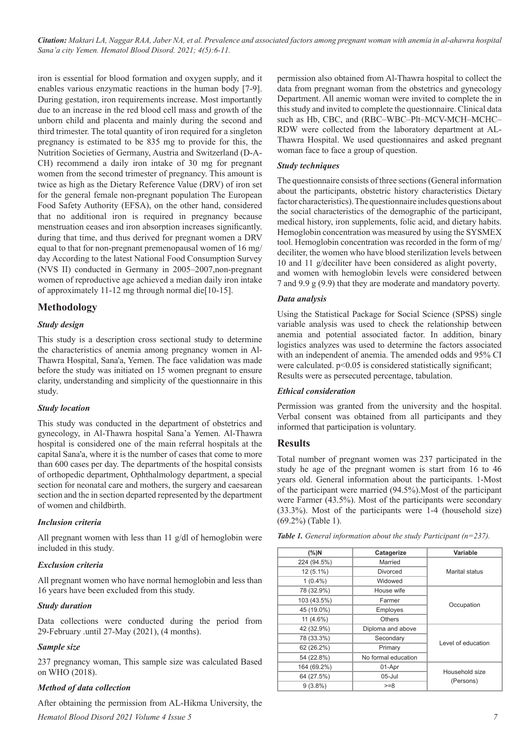iron is essential for blood formation and oxygen supply, and it enables various enzymatic reactions in the human body [7-9]. During gestation, iron requirements increase. Most importantly due to an increase in the red blood cell mass and growth of the unborn child and placenta and mainly during the second and third trimester. The total quantity of iron required for a singleton pregnancy is estimated to be 835 mg to provide for this, the Nutrition Societies of Germany, Austria and Switzerland (D-A-CH) recommend a daily iron intake of 30 mg for pregnant women from the second trimester of pregnancy. This amount is twice as high as the Dietary Reference Value (DRV) of iron set for the general female non-pregnant population The European Food Safety Authority (EFSA), on the other hand, considered that no additional iron is required in pregnancy because menstruation ceases and iron absorption increases significantly. during that time, and thus derived for pregnant women a DRV equal to that for non-pregnant premenopausal women of 16 mg/day According to the latest National Food Consumption Survey (NVS II) conducted in Germany in 2005–2007,non-pregnant women of reproductive age achieved a median daily iron intake of approximately 11-12 mg through normal die[10-15].

## Methodology

### *Study design*

This study is a description cross sectional study to determine the characteristics of anemia among pregnancy women in Al-Thawra Hospital, Sana'a, Yemen. The face validation was made before the study was initiated on 15 women pregnant to ensure clarity, understanding and simplicity of the questionnaire in this study.

### *Study location*

This study was conducted in the department of obstetrics and gynecology, in Al-Thawra hospital Sana'a Yemen. Al-Thawra hospital is considered one of the main referral hospitals at the capital Sana'a, where it is the number of cases that come to more than 600 cases per day. The departments of the hospital consists of orthopedic department, Ophthalmology department, a special section for neonatal care and mothers, the surgery and caesarean section and the in section departed represented by the department of women and childbirth.

### *Inclusion criteria*

All pregnant women with less than 11 g/dl of hemoglobin were included in this study.

### *Exclusion criteria*

All pregnant women who have normal hemoglobin and less than 16 years have been excluded from this study.

### *Study duration*

Data collections were conducted during the period from 29-February .until 27-May (2021), (4 months).

### *Sample size*

237 pregnancy woman, This sample size was calculated Based on WHO (2018).

### *Method of data collection*

After obtaining the permission from AL-Hikma University, the permission also obtained from Al-Thawra hospital to collect the data from pregnant woman from the obstetrics and gynecology Department. All anemic woman were invited to complete the in this study and invited to complete the questionnaire. Clinical data such as Hb, CBC, and (RBC–WBC–Plt–MCV-MCH–MCHC–RDW were collected from the laboratory department at AL-Thawra Hospital. We used questionnaires and asked pregnant woman face to face a group of question.

### *Study techniques*

The questionnaire consists of three sections (General information about the participants, obstetric history characteristics Dietary factor characteristics). The questionnaire includes questions about the social characteristics of the demographic of the participant, medical history, iron supplements, folic acid, and dietary habits. Hemoglobin concentration was measured by using the SYSMEX tool. Hemoglobin concentration was recorded in the form of mg/deciliter, the women who have blood sterilization levels between 10 and 11 g/deciliter have been considered as alight poverty, and women with hemoglobin levels were considered between 7 and 9.9 g (9.9) that they are moderate and mandatory poverty.

### *Data analysis*

Using the Statistical Package for Social Science (SPSS) single variable analysis was used to check the relationship between anemia and potential associated factor. In addition, binary logistics analyzes was used to determine the factors associated with an independent of anemia. The amended odds and 95% CI were calculated. $p<0.05$ is considered statistically significant; Results were as persecuted percentage, tabulation.

### *Ethical consideration*

Permission was granted from the university and the hospital. Verbal consent was obtained from all participants and they informed that participation is voluntary.

## Results

Total number of pregnant women was 237 participated in the study he age of the pregnant women is start from 16 to 46 years old. General information about the participants. 1-Most of the participant were married (94.5%).Most of the participant were Farmer (43.5%). Most of the participants were secondary (33.3%). Most of the participants were 1-4 (household size) (69.2%) (Table 1).

***Table 1.*** *General information about the study Participant (n=237).*

| (%)N | Catagerize | Variable |
|---|---|---|
| 224 (94.5%) | Married | Marital status |
| 12 (5.1%) | Divorced | |
| 1 (0.4%) | Widowed | |
| 78 (32.9%) | House wife | Occupation |
| 103 (43.5%) | Farmer | |
| 45 (19.0%) | Employes | |
| 11 (4.6%) | Others | |
| 42 (32.9%) | Diploma and above | Level of education |
| 78 (33.3%) | Secondary | |
| 62 (26.2%) | Primary | |
| 54 (22.8%) | No formal education | |
| 164 (69.2%) | 01-Apr | Household size (Persons) |
| 64 (27.5%) | 05-Jul | |
| 9 (3.8%) | >=8 | |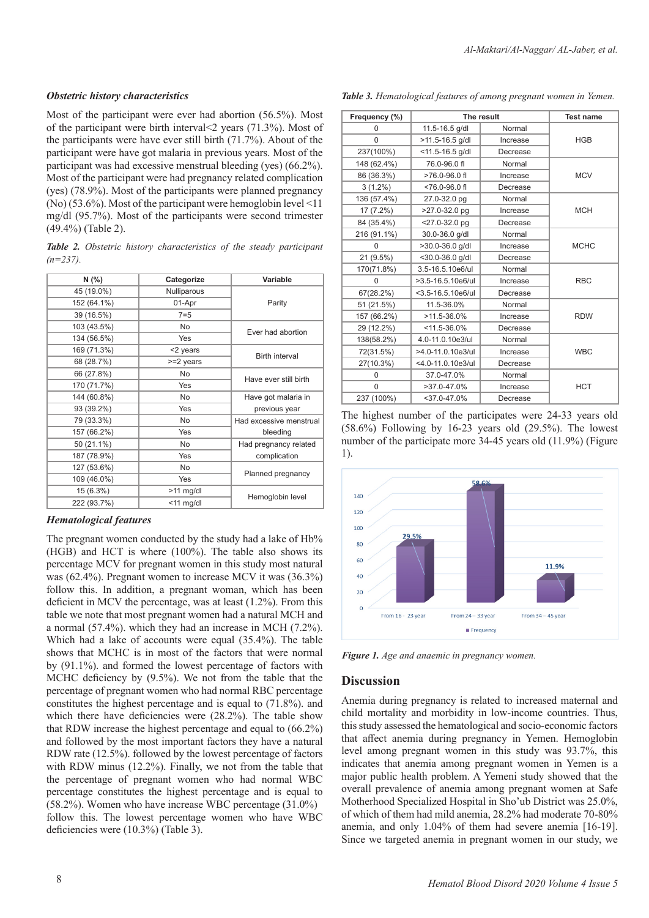### Obstetric history characteristics

Most of the participant were ever had abortion (56.5%). Most of the participant were birth interval<2 years (71.3%). Most of the participants were have ever still birth (71.7%). About of the participant were have got malaria in previous years. Most of the participant was had excessive menstrual bleeding (yes) (66.2%). Most of the participant were had pregnancy related complication (yes) (78.9%). Most of the participants were planned pregnancy (No) (53.6%). Most of the participant were hemoglobin level <11 mg/dl (95.7%). Most of the participants were second trimester (49.4%) (Table 2).

*Table 2. Obstetric history characteristics of the steady participant (n=237).*

| N (%) | Categorize | Variable |
|---|---|---|
| 45 (19.0%) | Nulliparous | Parity |
| 152 (64.1%) | 01-Apr | |
| 39 (16.5%) | 7=5 | |
| 103 (43.5%) | No | Ever had abortion |
| 134 (56.5%) | Yes | |
| 169 (71.3%) | <2 years | Birth interval |
| 68 (28.7%) | >=2 years | |
| 66 (27.8%) | No | Have ever still birth |
| 170 (71.7%) | Yes | |
| 144 (60.8%) | No | Have got malaria in previous year |
| 93 (39.2%) | Yes | |
| 79 (33.3%) | No | Had excessive menstrual bleeding |
| 157 (66.2%) | Yes | |
| 50 (21.1%) | No | Had pregnancy related complication |
| 187 (78.9%) | Yes | |
| 127 (53.6%) | No | Planned pregnancy |
| 109 (46.0%) | Yes | |
| 15 (6.3%) | >11 mg/dl | Hemoglobin level |
| 222 (93.7%) | <11 mg/dl | |

### Hematological features

The pregnant women conducted by the study had a lake of Hb% (HGB) and HCT is where (100%). The table also shows its percentage MCV for pregnant women in this study most natural was (62.4%). Pregnant women to increase MCV it was (36.3%) follow this. In addition, a pregnant woman, which has been deficient in MCV the percentage, was at least (1.2%). From this table we note that most pregnant women had a natural MCH and a normal (57.4%). which they had an increase in MCH (7.2%). Which had a lake of accounts were equal (35.4%). The table shows that MCHC is in most of the factors that were normal by (91.1%). and formed the lowest percentage of factors with MCHC deficiency by (9.5%). We not from the table that the percentage of pregnant women who had normal RBC percentage constitutes the highest percentage and is equal to (71.8%). and which there have deficiencies were (28.2%). The table show that RDW increase the highest percentage and equal to (66.2%) and followed by the most important factors they have a natural RDW rate (12.5%). followed by the lowest percentage of factors with RDW minus (12.2%). Finally, we not from the table that the percentage of pregnant women who had normal WBC percentage constitutes the highest percentage and is equal to (58.2%). Women who have increase WBC percentage (31.0%) follow this. The lowest percentage women who have WBC deficiencies were (10.3%) (Table 3).

*Table 3. Hematological features of among pregnant women in Yemen.*

| Frequency (%) | The result | | Test name |
|---|---|---|---|
| 0 | 11.5-16.5 g/dl | Normal | HGB |
| 0 | >11.5-16.5 g/dl | Increase | |
| 237(100%) | <11.5-16.5 g/dl | Decrease | |
| 148 (62.4%) | 76.0-96.0 fl | Normal | MCV |
| 86 (36.3%) | >76.0-96.0 fl | Increase | |
| 3 (1.2%) | <76.0-96.0 fl | Decrease | |
| 136 (57.4%) | 27.0-32.0 pg | Normal | MCH |
| 17 (7.2%) | >27.0-32.0 pg | Increase | |
| 84 (35.4%) | <27.0-32.0 pg | Decrease | |
| 216 (91.1%) | 30.0-36.0 g/dl | Normal | MCHC |
| 0 | >30.0-36.0 g/dl | Increase | |
| 21 (9.5%) | <30.0-36.0 g/dl | Decrease | |
| 170(71.8%) | 3.5-16.5.10e6/ul | Normal | RBC |
| 0 | >3.5-16.5.10e6/ul | Increase | |
| 67(28.2%) | <3.5-16.5.10e6/ul | Decrease | |
| 51 (21.5%) | 11.5-36.0% | Normal | RDW |
| 157 (66.2%) | >11.5-36.0% | Increase | |
| 29 (12.2%) | <11.5-36.0% | Decrease | |
| 138(58.2%) | 4.0-11.0.10e3/ul | Normal | WBC |
| 72(31.5%) | >4.0-11.0.10e3/ul | Increase | |
| 27(10.3%) | <4.0-11.0.10e3/ul | Decrease | |
| 0 | 37.0-47.0% | Normal | HCT |
| 0 | >37.0-47.0% | Increase | |
| 237 (100%) | <37.0-47.0% | Decrease | |

The highest number of the participates were 24-33 years old (58.6%) Following by 16-23 years old (29.5%). The lowest number of the participate more 34-45 years old (11.9%) (Figure 1).

140
120
100
80
60
40
20
0
29.5%
58.6%
11.9%
From 16 - 23 year
From 24 – 33 year
From 34 – 45 year
Frequency

*Figure 1. Age and anaemic in pregnancy women.*

## Discussion

Anemia during pregnancy is related to increased maternal and child mortality and morbidity in low-income countries. Thus, this study assessed the hematological and socio-economic factors that affect anemia during pregnancy in Yemen. Hemoglobin level among pregnant women in this study was 93.7%, this indicates that anemia among pregnant women in Yemen is a major public health problem. A Yemeni study showed that the overall prevalence of anemia among pregnant women at Safe Motherhood Specialized Hospital in Sho'ub District was 25.0%, of which of them had mild anemia, 28.2% had moderate 70-80% anemia, and only 1.04% of them had severe anemia [16-19]. Since we targeted anemia in pregnant women in our study, we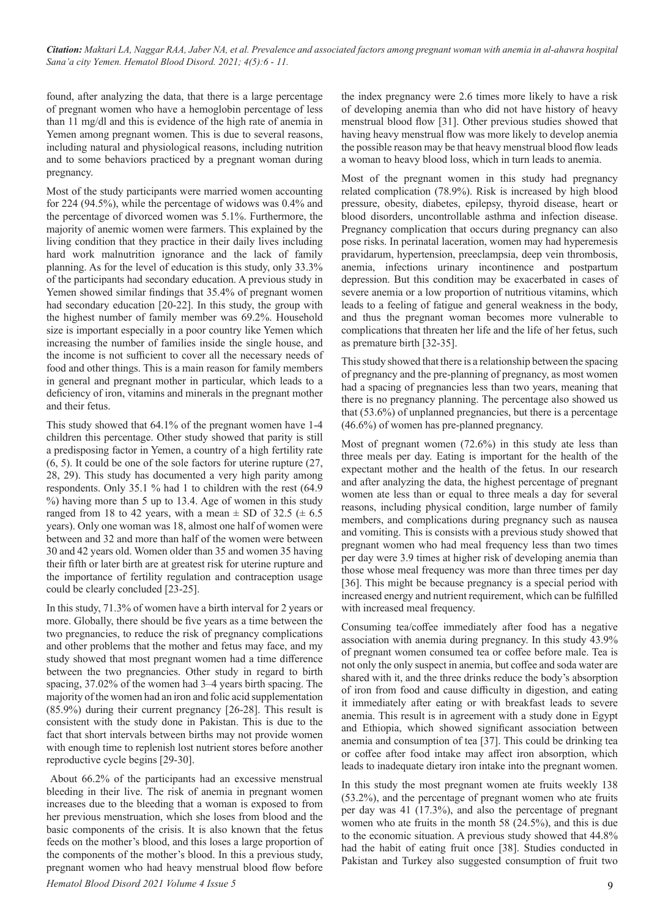found, after analyzing the data, that there is a large percentage of pregnant women who have a hemoglobin percentage of less than 11 mg/dl and this is evidence of the high rate of anemia in Yemen among pregnant women. This is due to several reasons, including natural and physiological reasons, including nutrition and to some behaviors practiced by a pregnant woman during pregnancy.

Most of the study participants were married women accounting for 224 (94.5%), while the percentage of widows was 0.4% and the percentage of divorced women was 5.1%. Furthermore, the majority of anemic women were farmers. This explained by the living condition that they practice in their daily lives including hard work malnutrition ignorance and the lack of family planning. As for the level of education is this study, only 33.3% of the participants had secondary education. A previous study in Yemen showed similar findings that 35.4% of pregnant women had secondary education [20-22]. In this study, the group with the highest number of family member was 69.2%. Household size is important especially in a poor country like Yemen which increasing the number of families inside the single house, and the income is not sufficient to cover all the necessary needs of food and other things. This is a main reason for family members in general and pregnant mother in particular, which leads to a deficiency of iron, vitamins and minerals in the pregnant mother and their fetus.

This study showed that 64.1% of the pregnant women have 1-4 children this percentage. Other study showed that parity is still a predisposing factor in Yemen, a country of a high fertility rate (6, 5). It could be one of the sole factors for uterine rupture (27, 28, 29). This study has documented a very high parity among respondents. Only 35.1 % had 1 to children with the rest (64.9 %) having more than 5 up to 13.4. Age of women in this study ranged from 18 to 42 years, with a mean ± SD of 32.5 (± 6.5 years). Only one woman was 18, almost one half of women were between and 32 and more than half of the women were between 30 and 42 years old. Women older than 35 and women 35 having their fifth or later birth are at greatest risk for uterine rupture and the importance of fertility regulation and contraception usage could be clearly concluded [23-25].

In this study, 71.3% of women have a birth interval for 2 years or more. Globally, there should be five years as a time between the two pregnancies, to reduce the risk of pregnancy complications and other problems that the mother and fetus may face, and my study showed that most pregnant women had a time difference between the two pregnancies. Other study in regard to birth spacing, 37.02% of the women had 3–4 years birth spacing. The majority of the women had an iron and folic acid supplementation (85.9%) during their current pregnancy [26-28]. This result is consistent with the study done in Pakistan. This is due to the fact that short intervals between births may not provide women with enough time to replenish lost nutrient stores before another reproductive cycle begins [29-30].

About 66.2% of the participants had an excessive menstrual bleeding in their live. The risk of anemia in pregnant women increases due to the bleeding that a woman is exposed to from her previous menstruation, which she loses from blood and the basic components of the crisis. It is also known that the fetus feeds on the mother's blood, and this loses a large proportion of the components of the mother's blood. In this a previous study, pregnant women who had heavy menstrual blood flow before the index pregnancy were 2.6 times more likely to have a risk of developing anemia than who did not have history of heavy menstrual blood flow [31]. Other previous studies showed that having heavy menstrual flow was more likely to develop anemia the possible reason may be that heavy menstrual blood flow leads a woman to heavy blood loss, which in turn leads to anemia.

Most of the pregnant women in this study had pregnancy related complication (78.9%). Risk is increased by high blood pressure, obesity, diabetes, epilepsy, thyroid disease, heart or blood disorders, uncontrollable asthma and infection disease. Pregnancy complication that occurs during pregnancy can also pose risks. In perinatal laceration, women may had hyperemesis pravidarum, hypertension, preeclampsia, deep vein thrombosis, anemia, infections urinary incontinence and postpartum depression. But this condition may be exacerbated in cases of severe anemia or a low proportion of nutritious vitamins, which leads to a feeling of fatigue and general weakness in the body, and thus the pregnant woman becomes more vulnerable to complications that threaten her life and the life of her fetus, such as premature birth [32-35].

This study showed that there is a relationship between the spacing of pregnancy and the pre-planning of pregnancy, as most women had a spacing of pregnancies less than two years, meaning that there is no pregnancy planning. The percentage also showed us that (53.6%) of unplanned pregnancies, but there is a percentage (46.6%) of women has pre-planned pregnancy.

Most of pregnant women (72.6%) in this study ate less than three meals per day. Eating is important for the health of the expectant mother and the health of the fetus. In our research and after analyzing the data, the highest percentage of pregnant women ate less than or equal to three meals a day for several reasons, including physical condition, large number of family members, and complications during pregnancy such as nausea and vomiting. This is consists with a previous study showed that pregnant women who had meal frequency less than two times per day were 3.9 times at higher risk of developing anemia than those whose meal frequency was more than three times per day [36]. This might be because pregnancy is a special period with increased energy and nutrient requirement, which can be fulfilled with increased meal frequency.

Consuming tea/coffee immediately after food has a negative association with anemia during pregnancy. In this study 43.9% of pregnant women consumed tea or coffee before male. Tea is not only the only suspect in anemia, but coffee and soda water are shared with it, and the three drinks reduce the body's absorption of iron from food and cause difficulty in digestion, and eating it immediately after eating or with breakfast leads to severe anemia. This result is in agreement with a study done in Egypt and Ethiopia, which showed significant association between anemia and consumption of tea [37]. This could be drinking tea or coffee after food intake may affect iron absorption, which leads to inadequate dietary iron intake into the pregnant women.

In this study the most pregnant women ate fruits weekly 138 (53.2%), and the percentage of pregnant women who ate fruits per day was 41 (17.3%), and also the percentage of pregnant women who ate fruits in the month 58 (24.5%), and this is due to the economic situation. A previous study showed that 44.8% had the habit of eating fruit once [38]. Studies conducted in Pakistan and Turkey also suggested consumption of fruit two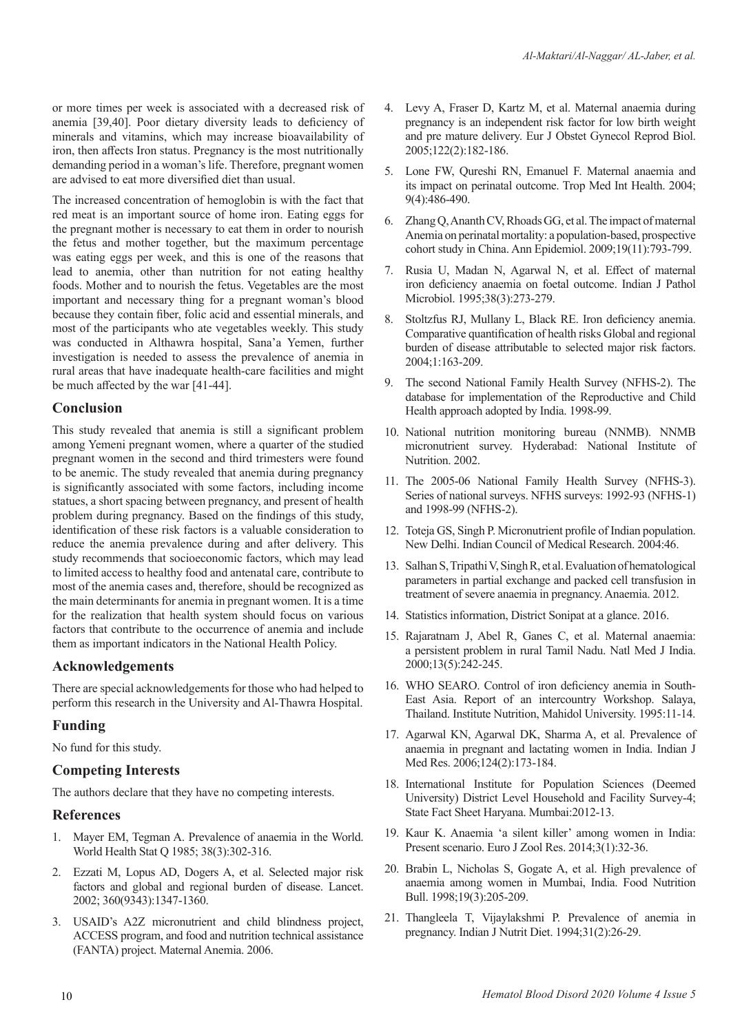or more times per week is associated with a decreased risk of anemia [39,40]. Poor dietary diversity leads to deficiency of minerals and vitamins, which may increase bioavailability of iron, then affects Iron status. Pregnancy is the most nutritionally demanding period in a woman's life. Therefore, pregnant women are advised to eat more diversified diet than usual.

The increased concentration of hemoglobin is with the fact that red meat is an important source of home iron. Eating eggs for the pregnant mother is necessary to eat them in order to nourish the fetus and mother together, but the maximum percentage was eating eggs per week, and this is one of the reasons that lead to anemia, other than nutrition for not eating healthy foods. Mother and to nourish the fetus. Vegetables are the most important and necessary thing for a pregnant woman's blood because they contain fiber, folic acid and essential minerals, and most of the participants who ate vegetables weekly. This study was conducted in Althawra hospital, Sana'a Yemen, further investigation is needed to assess the prevalence of anemia in rural areas that have inadequate health-care facilities and might be much affected by the war [41-44].

## Conclusion

This study revealed that anemia is still a significant problem among Yemeni pregnant women, where a quarter of the studied pregnant women in the second and third trimesters were found to be anemic. The study revealed that anemia during pregnancy is significantly associated with some factors, including income statues, a short spacing between pregnancy, and present of health problem during pregnancy. Based on the findings of this study, identification of these risk factors is a valuable consideration to reduce the anemia prevalence during and after delivery. This study recommends that socioeconomic factors, which may lead to limited access to healthy food and antenatal care, contribute to most of the anemia cases and, therefore, should be recognized as the main determinants for anemia in pregnant women. It is a time for the realization that health system should focus on various factors that contribute to the occurrence of anemia and include them as important indicators in the National Health Policy.

## Acknowledgements

There are special acknowledgements for those who had helped to perform this research in the University and Al-Thawra Hospital.

## Funding

No fund for this study.

## Competing Interests

The authors declare that they have no competing interests.

## References

1. Mayer EM, Tegman A. Prevalence of anaemia in the World. World Health Stat Q 1985; 38(3):302-316.
2. Ezzati M, Lopus AD, Dogers A, et al. Selected major risk factors and global and regional burden of disease. Lancet. 2002; 360(9343):1347-1360.
3. USAID's A2Z micronutrient and child blindness project, ACCESS program, and food and nutrition technical assistance (FANTA) project. Maternal Anemia. 2006.
4. Levy A, Fraser D, Kartz M, et al. Maternal anaemia during pregnancy is an independent risk factor for low birth weight and pre mature delivery. Eur J Obstet Gynecol Reprod Biol. 2005;122(2):182-186.
5. Lone FW, Qureshi RN, Emanuel F. Maternal anaemia and its impact on perinatal outcome. Trop Med Int Health. 2004; 9(4):486-490.
6. Zhang Q, Ananth CV, Rhoads GG, et al. The impact of maternal Anemia on perinatal mortality: a population-based, prospective cohort study in China. Ann Epidemiol. 2009;19(11):793-799.
7. Rusia U, Madan N, Agarwal N, et al. Effect of maternal iron deficiency anaemia on foetal outcome. Indian J Pathol Microbiol. 1995;38(3):273-279.
8. Stoltzfus RJ, Mullany L, Black RE. Iron deficiency anemia. Comparative quantification of health risks Global and regional burden of disease attributable to selected major risk factors. 2004;1:163-209.
9. The second National Family Health Survey (NFHS-2). The database for implementation of the Reproductive and Child Health approach adopted by India. 1998-99.
10. National nutrition monitoring bureau (NNMB). NNMB micronutrient survey. Hyderabad: National Institute of Nutrition. 2002.
11. The 2005-06 National Family Health Survey (NFHS-3). Series of national surveys. NFHS surveys: 1992-93 (NFHS-1) and 1998-99 (NFHS-2).
12. Toteja GS, Singh P. Micronutrient profile of Indian population. New Delhi. Indian Council of Medical Research. 2004:46.
13. Salhan S, Tripathi V, Singh R, et al. Evaluation of hematological parameters in partial exchange and packed cell transfusion in treatment of severe anaemia in pregnancy. Anaemia. 2012.
14. Statistics information, District Sonipat at a glance. 2016.
15. Rajaratnam J, Abel R, Ganes C, et al. Maternal anaemia: a persistent problem in rural Tamil Nadu. Natl Med J India. 2000;13(5):242-245.
16. WHO SEARO. Control of iron deficiency anemia in South-East Asia. Report of an intercountry Workshop. Salaya, Thailand. Institute Nutrition, Mahidol University. 1995:11-14.
17. Agarwal KN, Agarwal DK, Sharma A, et al. Prevalence of anaemia in pregnant and lactating women in India. Indian J Med Res. 2006;124(2):173-184.
18. International Institute for Population Sciences (Deemed University) District Level Household and Facility Survey-4; State Fact Sheet Haryana. Mumbai:2012-13.
19. Kaur K. Anaemia 'a silent killer' among women in India: Present scenario. Euro J Zool Res. 2014;3(1):32-36.
20. Brabin L, Nicholas S, Gogate A, et al. High prevalence of anaemia among women in Mumbai, India. Food Nutrition Bull. 1998;19(3):205-209.
21. Thangleela T, Vijaylakshmi P. Prevalence of anemia in pregnancy. Indian J Nutrit Diet. 1994;31(2):26-29.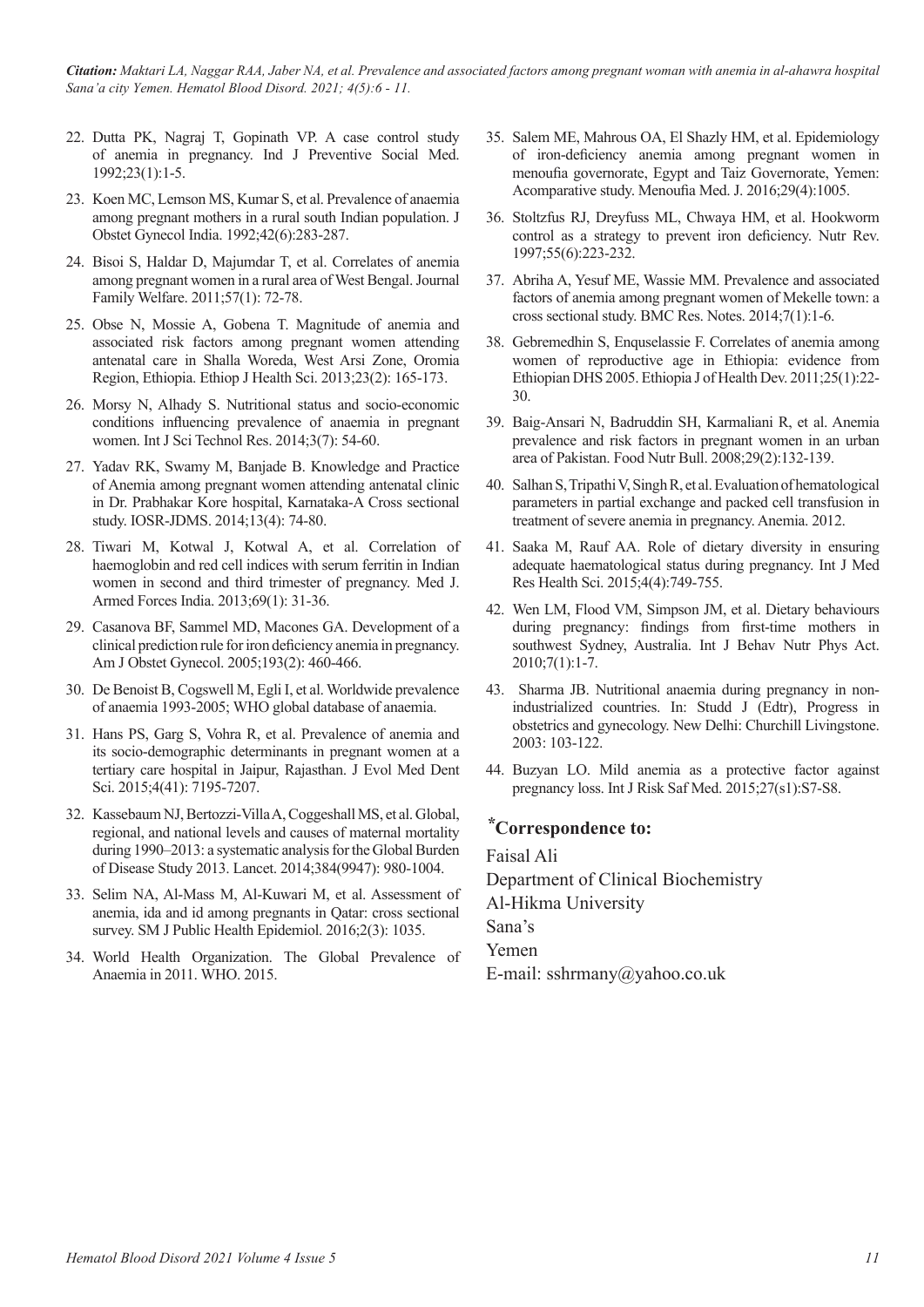22. Dutta PK, Nagraj T, Gopinath VP. A case control study of anemia in pregnancy. Ind J Preventive Social Med. 1992;23(1):1-5.
23. Koen MC, Lemson MS, Kumar S, et al. Prevalence of anaemia among pregnant mothers in a rural south Indian population. J Obstet Gynecol India. 1992;42(6):283-287.
24. Bisoi S, Haldar D, Majumdar T, et al. Correlates of anemia among pregnant women in a rural area of West Bengal. Journal Family Welfare. 2011;57(1): 72-78.
25. Obse N, Mossie A, Gobena T. Magnitude of anemia and associated risk factors among pregnant women attending antenatal care in Shalla Woreda, West Arsi Zone, Oromia Region, Ethiopia. Ethiop J Health Sci. 2013;23(2): 165-173.
26. Morsy N, Alhady S. Nutritional status and socio-economic conditions influencing prevalence of anaemia in pregnant women. Int J Sci Technol Res. 2014;3(7): 54-60.
27. Yadav RK, Swamy M, Banjade B. Knowledge and Practice of Anemia among pregnant women attending antenatal clinic in Dr. Prabhakar Kore hospital, Karnataka-A Cross sectional study. IOSR-JDMS. 2014;13(4): 74-80.
28. Tiwari M, Kotwal J, Kotwal A, et al. Correlation of haemoglobin and red cell indices with serum ferritin in Indian women in second and third trimester of pregnancy. Med J. Armed Forces India. 2013;69(1): 31-36.
29. Casanova BF, Sammel MD, Macones GA. Development of a clinical prediction rule for iron deficiency anemia in pregnancy. Am J Obstet Gynecol. 2005;193(2): 460-466.
30. De Benoist B, Cogswell M, Egli I, et al. Worldwide prevalence of anaemia 1993-2005; WHO global database of anaemia.
31. Hans PS, Garg S, Vohra R, et al. Prevalence of anemia and its socio-demographic determinants in pregnant women at a tertiary care hospital in Jaipur, Rajasthan. J Evol Med Dent Sci. 2015;4(41): 7195-7207.
32. Kassebaum NJ, Bertozzi-Villa A, Coggeshall MS, et al. Global, regional, and national levels and causes of maternal mortality during 1990–2013: a systematic analysis for the Global Burden of Disease Study 2013. Lancet. 2014;384(9947): 980-1004.
33. Selim NA, Al-Mass M, Al-Kuwari M, et al. Assessment of anemia, ida and id among pregnants in Qatar: cross sectional survey. SM J Public Health Epidemiol. 2016;2(3): 1035.
34. World Health Organization. The Global Prevalence of Anaemia in 2011. WHO. 2015.
35. Salem ME, Mahrous OA, El Shazly HM, et al. Epidemiology of iron-deficiency anemia among pregnant women in menoufia governorate, Egypt and Taiz Governorate, Yemen: Acomparative study. Menoufia Med. J. 2016;29(4):1005.
36. Stoltzfus RJ, Dreyfuss ML, Chwaya HM, et al. Hookworm control as a strategy to prevent iron deficiency. Nutr Rev. 1997;55(6):223-232.
37. Abriha A, Yesuf ME, Wassie MM. Prevalence and associated factors of anemia among pregnant women of Mekelle town: a cross sectional study. BMC Res. Notes. 2014;7(1):1-6.
38. Gebremedhin S, Enquselassie F. Correlates of anemia among women of reproductive age in Ethiopia: evidence from Ethiopian DHS 2005. Ethiopia J of Health Dev. 2011;25(1):22-30.
39. Baig-Ansari N, Badruddin SH, Karmaliani R, et al. Anemia prevalence and risk factors in pregnant women in an urban area of Pakistan. Food Nutr Bull. 2008;29(2):132-139.
40. Salhan S, Tripathi V, Singh R, et al. Evaluation of hematological parameters in partial exchange and packed cell transfusion in treatment of severe anemia in pregnancy. Anemia. 2012.
41. Saaka M, Rauf AA. Role of dietary diversity in ensuring adequate haematological status during pregnancy. Int J Med Res Health Sci. 2015;4(4):749-755.
42. Wen LM, Flood VM, Simpson JM, et al. Dietary behaviours during pregnancy: findings from first-time mothers in southwest Sydney, Australia. Int J Behav Nutr Phys Act. 2010;7(1):1-7.
43. Sharma JB. Nutritional anaemia during pregnancy in non-industrialized countries. In: Studd J (Edtr), Progress in obstetrics and gynecology. New Delhi: Churchill Livingstone. 2003: 103-122.
44. Buzyan LO. Mild anemia as a protective factor against pregnancy loss. Int J Risk Saf Med. 2015;27(s1):S7-S8.

## *Correspondence to:

Faisal Ali
Department of Clinical Biochemistry
Al-Hikma University
Sana's
Yemen
E-mail: sshrmany@yahoo.co.uk